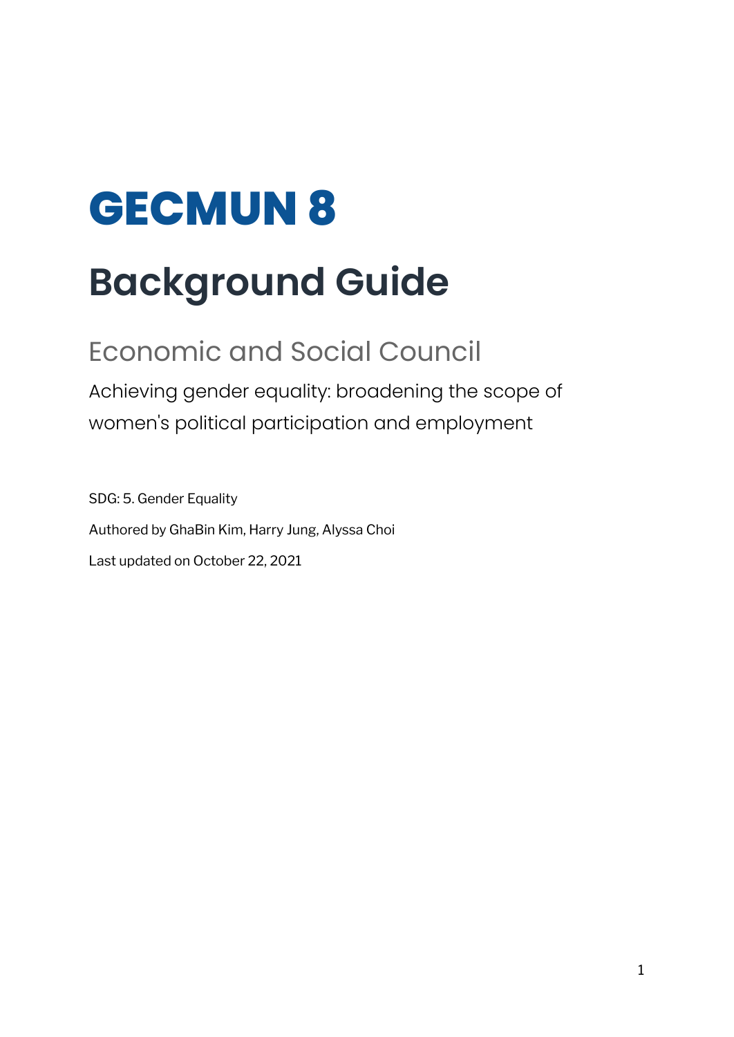# GECMUN 8

# Background Guide

## Economic and Social Council

Achieving gender equality: broadening the scope of women's political participation and employment

SDG: 5. Gender Equality

Authored by GhaBin Kim, Harry Jung, Alyssa Choi

Last updated on October 22, 2021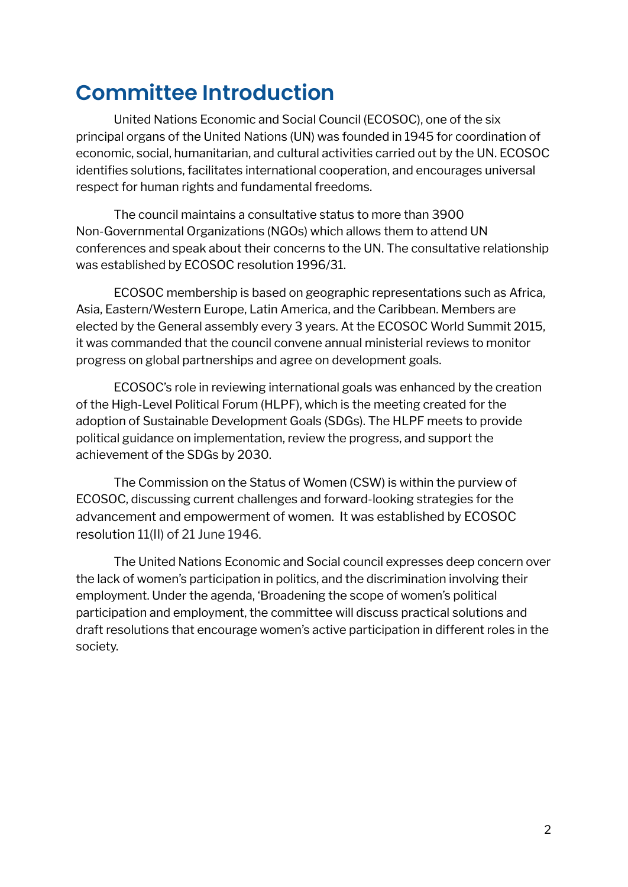# Committee Introduction

United Nations Economic and Social Council (ECOSOC), one of the six principal organs of the United Nations (UN) was founded in 1945 for coordination of economic, social, humanitarian, and cultural activities carried out by the UN. ECOSOC identifies solutions, facilitates international cooperation, and encourages universal respect for human rights and fundamental freedoms.

The council maintains a consultative status to more than 3900 Non-Governmental Organizations (NGOs) which allows them to attend UN conferences and speak about their concerns to the UN. The consultative relationship was established by ECOSOC resolution 1996/31.

ECOSOC membership is based on geographic representations such as Africa, Asia, Eastern/Western Europe, Latin America, and the Caribbean. Members are elected by the General assembly every 3 years. At the ECOSOC World Summit 2015, it was commanded that the council convene annual ministerial reviews to monitor progress on global partnerships and agree on development goals.

ECOSOC's role in reviewing international goals was enhanced by the creation of the High-Level Political Forum (HLPF), which is the meeting created for the adoption of Sustainable Development Goals (SDGs). The HLPF meets to provide political guidance on implementation, review the progress, and support the achievement of the SDGs by 2030.

The Commission on the Status of Women (CSW) is within the purview of ECOSOC, discussing current challenges and forward-looking strategies for the advancement and empowerment of women. It was established by ECOSOC resolution 11(II) of 21 June 1946.

The United Nations Economic and Social council expresses deep concern over the lack of women's participation in politics, and the discrimination involving their employment. Under the agenda, 'Broadening the scope of women's political participation and employment, the committee will discuss practical solutions and draft resolutions that encourage women's active participation in different roles in the society.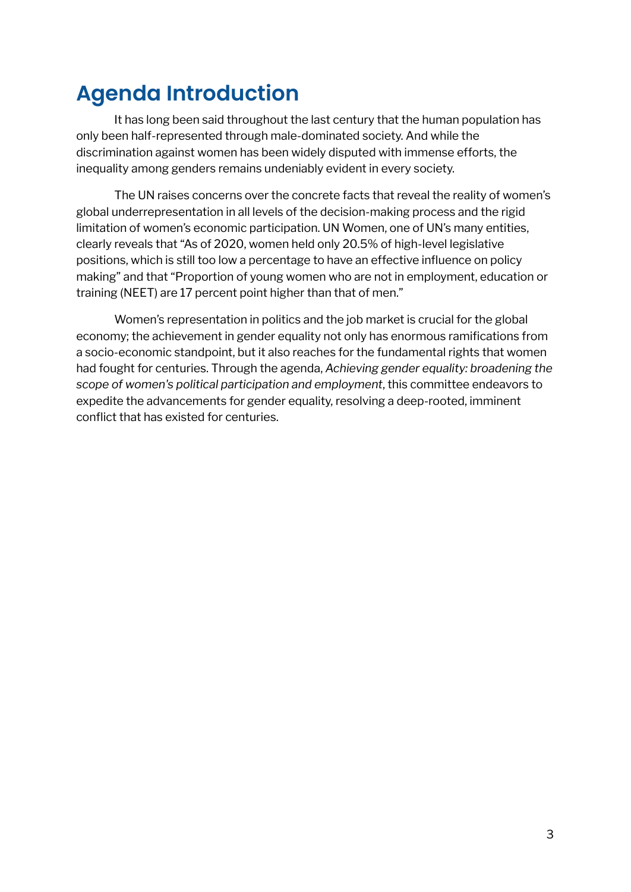# Agenda Introduction

It has long been said throughout the last century that the human population has only been half-represented through male-dominated society. And while the discrimination against women has been widely disputed with immense efforts, the inequality among genders remains undeniably evident in every society.

The UN raises concerns over the concrete facts that reveal the reality of women's global underrepresentation in all levels of the decision-making process and the rigid limitation of women's economic participation. UN Women, one of UN's many entities, clearly reveals that "As of 2020, women held only 20.5% of high-level legislative positions, which is still too low a percentage to have an effective influence on policy making" and that "Proportion of young women who are not in employment, education or training (NEET) are 17 percent point higher than that of men."

Women's representation in politics and the job market is crucial for the global economy; the achievement in gender equality not only has enormous ramifications from a socio-economic standpoint, but it also reaches for the fundamental rights that women had fought for centuries. Through the agenda, *Achieving gender equality: broadening the scope of women's political participation and employment*, this committee endeavors to expedite the advancements for gender equality, resolving a deep-rooted, imminent conflict that has existed for centuries.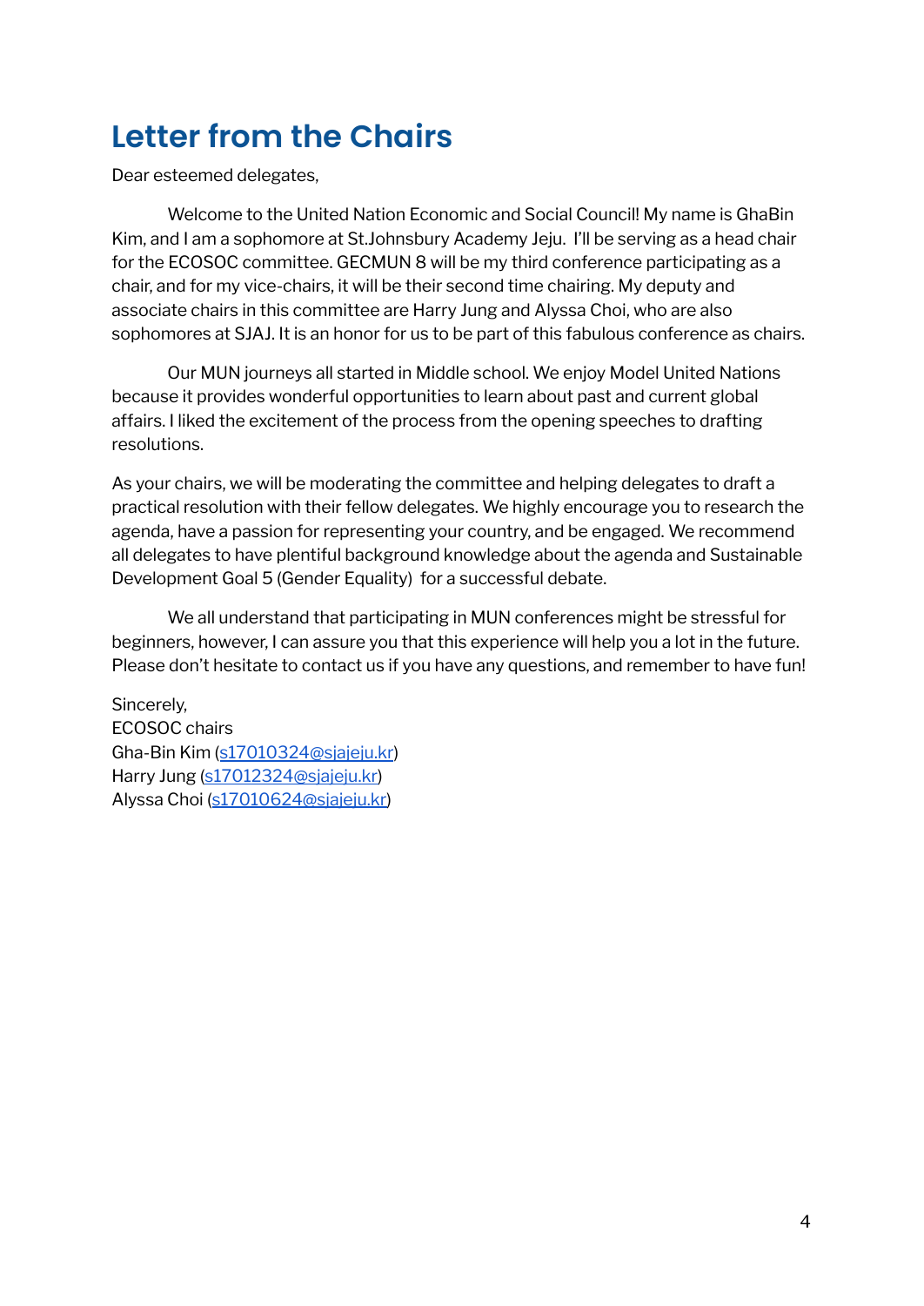# Letter from the Chairs

Dear esteemed delegates,

Welcome to the United Nation Economic and Social Council! My name is GhaBin Kim, and I am a sophomore at St.Johnsbury Academy Jeju.  I'll be serving as a head chair for the ECOSOC committee. GECMUN 8 will be my third conference participating as a chair, and for my vice-chairs, it will be their second time chairing. My deputy and associate chairs in this committee are Harry Jung and Alyssa Choi, who are also sophomores at SJAJ. It is an honor for us to be part of this fabulous conference as chairs.

Our MUN journeys all started in Middle school. We enjoy Model United Nations because it provides wonderful opportunities to learn about past and current global affairs. I liked the excitement of the process from the opening speeches to drafting resolutions.

As your chairs, we will be moderating the committee and helping delegates to draft a practical resolution with their fellow delegates. We highly encourage you to research the agenda, have a passion for representing your country, and be engaged. We recommend all delegates to have plentiful background knowledge about the agenda and Sustainable Development Goal 5 (Gender Equality)  for a successful debate.

We all understand that participating in MUN conferences might be stressful for beginners, however, I can assure you that this experience will help you a lot in the future. Please don't hesitate to contact us if you have any questions, and remember to have fun!

Sincerely,  
ECOSOC chairs  
Gha-Bin Kim (s17010324@sjajeju.kr)  
Harry Jung (s17012324@sjajeju.kr)  
Alyssa Choi (s17010624@sjajeju.kr)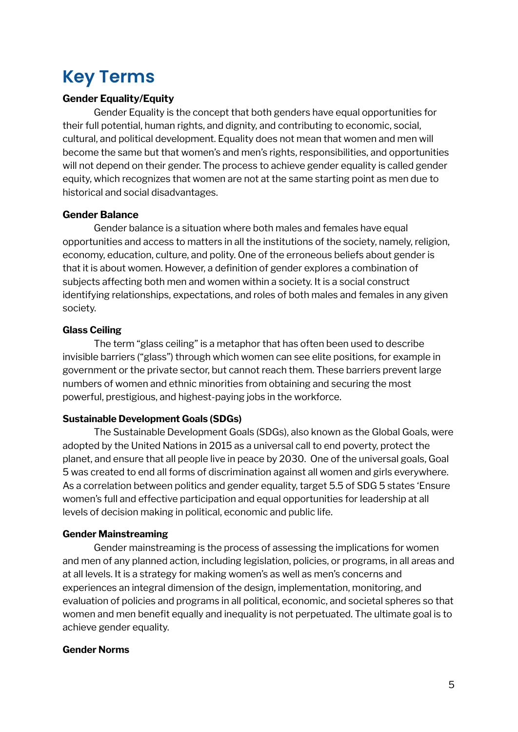# Key Terms

**Gender Equality/Equity**

Gender Equality is the concept that both genders have equal opportunities for their full potential, human rights, and dignity, and contributing to economic, social, cultural, and political development. Equality does not mean that women and men will become the same but that women's and men's rights, responsibilities, and opportunities will not depend on their gender. The process to achieve gender equality is called gender equity, which recognizes that women are not at the same starting point as men due to historical and social disadvantages.

**Gender Balance**

Gender balance is a situation where both males and females have equal opportunities and access to matters in all the institutions of the society, namely, religion, economy, education, culture, and polity. One of the erroneous beliefs about gender is that it is about women. However, a definition of gender explores a combination of subjects affecting both men and women within a society. It is a social construct identifying relationships, expectations, and roles of both males and females in any given society.

**Glass Ceiling**

The term "glass ceiling" is a metaphor that has often been used to describe invisible barriers ("glass") through which women can see elite positions, for example in government or the private sector, but cannot reach them. These barriers prevent large numbers of women and ethnic minorities from obtaining and securing the most powerful, prestigious, and highest-paying jobs in the workforce.

**Sustainable Development Goals (SDGs)**

The Sustainable Development Goals (SDGs), also known as the Global Goals, were adopted by the United Nations in 2015 as a universal call to end poverty, protect the planet, and ensure that all people live in peace by 2030. One of the universal goals, Goal 5 was created to end all forms of discrimination against all women and girls everywhere. As a correlation between politics and gender equality, target 5.5 of SDG 5 states 'Ensure women's full and effective participation and equal opportunities for leadership at all levels of decision making in political, economic and public life.

**Gender Mainstreaming**

Gender mainstreaming is the process of assessing the implications for women and men of any planned action, including legislation, policies, or programs, in all areas and at all levels. It is a strategy for making women's as well as men's concerns and experiences an integral dimension of the design, implementation, monitoring, and evaluation of policies and programs in all political, economic, and societal spheres so that women and men benefit equally and inequality is not perpetuated. The ultimate goal is to achieve gender equality.

**Gender Norms**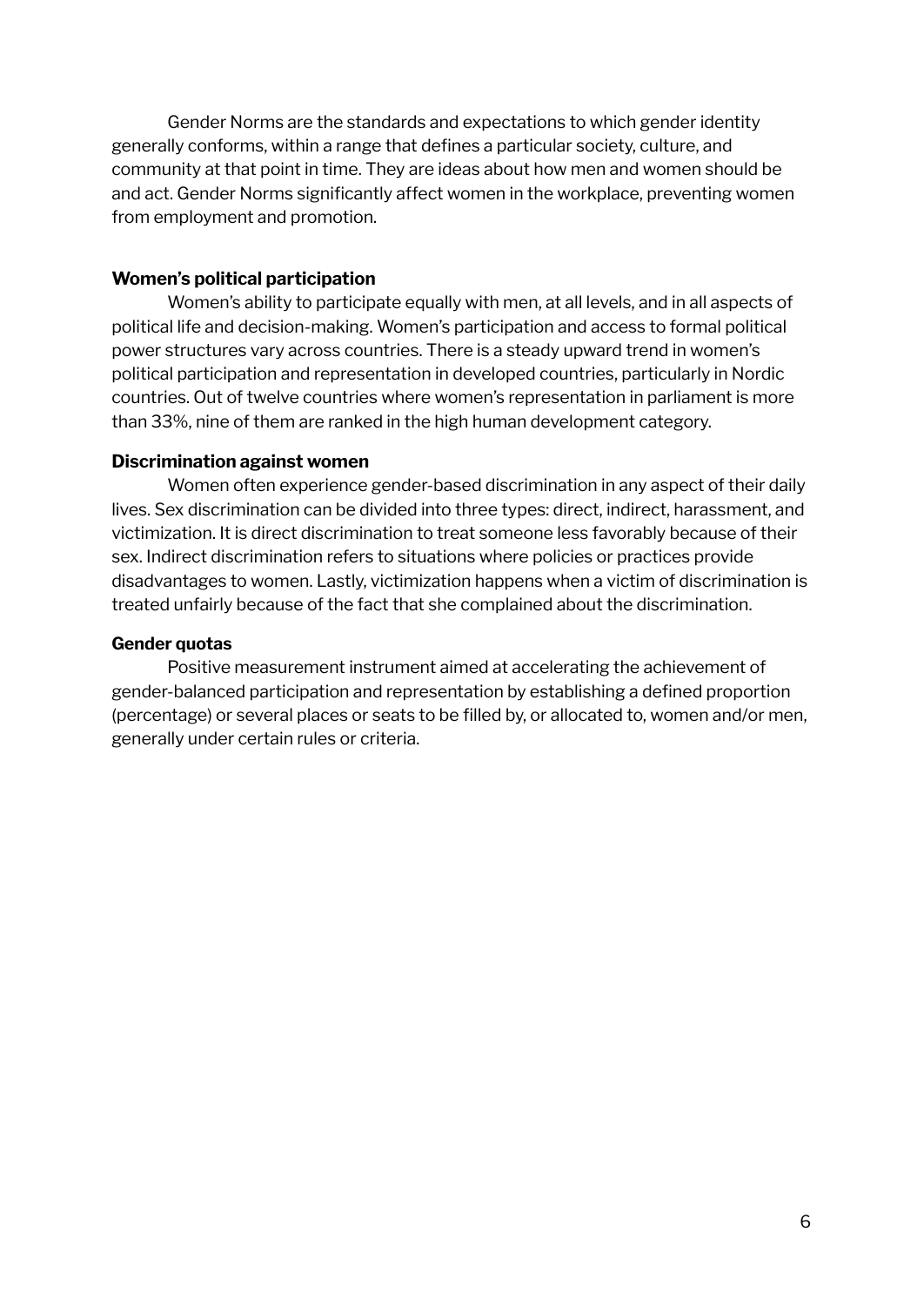Gender Norms are the standards and expectations to which gender identity generally conforms, within a range that defines a particular society, culture, and community at that point in time. They are ideas about how men and women should be and act. Gender Norms significantly affect women in the workplace, preventing women from employment and promotion.

**Women's political participation**

Women's ability to participate equally with men, at all levels, and in all aspects of political life and decision-making. Women's participation and access to formal political power structures vary across countries. There is a steady upward trend in women's political participation and representation in developed countries, particularly in Nordic countries. Out of twelve countries where women's representation in parliament is more than 33%, nine of them are ranked in the high human development category.

**Discrimination against women**

Women often experience gender-based discrimination in any aspect of their daily lives. Sex discrimination can be divided into three types: direct, indirect, harassment, and victimization. It is direct discrimination to treat someone less favorably because of their sex. Indirect discrimination refers to situations where policies or practices provide disadvantages to women. Lastly, victimization happens when a victim of discrimination is treated unfairly because of the fact that she complained about the discrimination.

**Gender quotas**

Positive measurement instrument aimed at accelerating the achievement of gender-balanced participation and representation by establishing a defined proportion (percentage) or several places or seats to be filled by, or allocated to, women and/or men, generally under certain rules or criteria.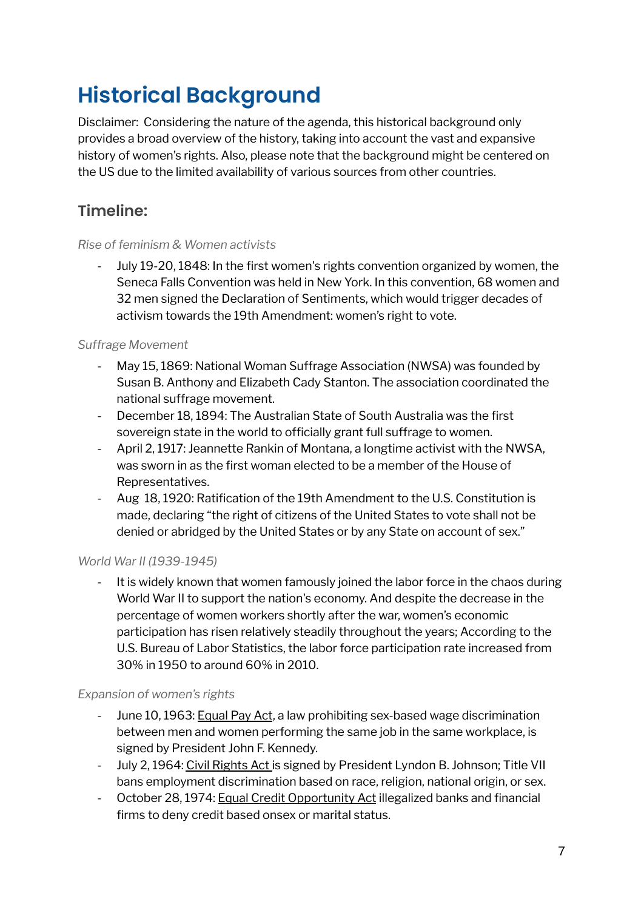# Historical Background

Disclaimer: Considering the nature of the agenda, this historical background only provides a broad overview of the history, taking into account the vast and expansive history of women's rights. Also, please note that the background might be centered on the US due to the limited availability of various sources from other countries.

## Timeline:

*Rise of feminism & Women activists*

- July 19-20, 1848: In the first women's rights convention organized by women, the Seneca Falls Convention was held in New York. In this convention, 68 women and 32 men signed the Declaration of Sentiments, which would trigger decades of activism towards the 19th Amendment: women's right to vote.

*Suffrage Movement*

- May 15, 1869: National Woman Suffrage Association (NWSA) was founded by Susan B. Anthony and Elizabeth Cady Stanton. The association coordinated the national suffrage movement.
- December 18, 1894: The Australian State of South Australia was the first sovereign state in the world to officially grant full suffrage to women.
- April 2, 1917: Jeannette Rankin of Montana, a longtime activist with the NWSA, was sworn in as the first woman elected to be a member of the House of Representatives.
- Aug 18, 1920: Ratification of the 19th Amendment to the U.S. Constitution is made, declaring "the right of citizens of the United States to vote shall not be denied or abridged by the United States or by any State on account of sex."

*World War II (1939-1945)*

- It is widely known that women famously joined the labor force in the chaos during World War II to support the nation's economy. And despite the decrease in the percentage of women workers shortly after the war, women's economic participation has risen relatively steadily throughout the years; According to the U.S. Bureau of Labor Statistics, the labor force participation rate increased from 30% in 1950 to around 60% in 2010.

*Expansion of women's rights*

- June 10, 1963: Equal Pay Act, a law prohibiting sex-based wage discrimination between men and women performing the same job in the same workplace, is signed by President John F. Kennedy.
- July 2, 1964: Civil Rights Act is signed by President Lyndon B. Johnson; Title VII bans employment discrimination based on race, religion, national origin, or sex.
- October 28, 1974: Equal Credit Opportunity Act illegalized banks and financial firms to deny credit based onsex or marital status.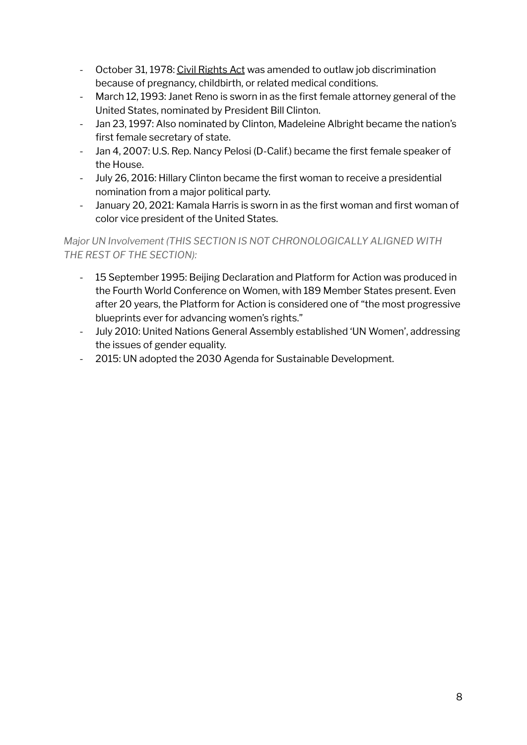- October 31, 1978: Civil Rights Act was amended to outlaw job discrimination because of pregnancy, childbirth, or related medical conditions.
- March 12, 1993: Janet Reno is sworn in as the first female attorney general of the United States, nominated by President Bill Clinton.
- Jan 23, 1997: Also nominated by Clinton, Madeleine Albright became the nation's first female secretary of state.
- Jan 4, 2007: U.S. Rep. Nancy Pelosi (D-Calif.) became the first female speaker of the House.
- July 26, 2016: Hillary Clinton became the first woman to receive a presidential nomination from a major political party.
- January 20, 2021: Kamala Harris is sworn in as the first woman and first woman of color vice president of the United States.

*Major UN Involvement (THIS SECTION IS NOT CHRONOLOGICALLY ALIGNED WITH THE REST OF THE SECTION):*

- 15 September 1995: Beijing Declaration and Platform for Action was produced in the Fourth World Conference on Women, with 189 Member States present. Even after 20 years, the Platform for Action is considered one of "the most progressive blueprints ever for advancing women's rights."
- July 2010: United Nations General Assembly established 'UN Women', addressing the issues of gender equality.
- 2015: UN adopted the 2030 Agenda for Sustainable Development.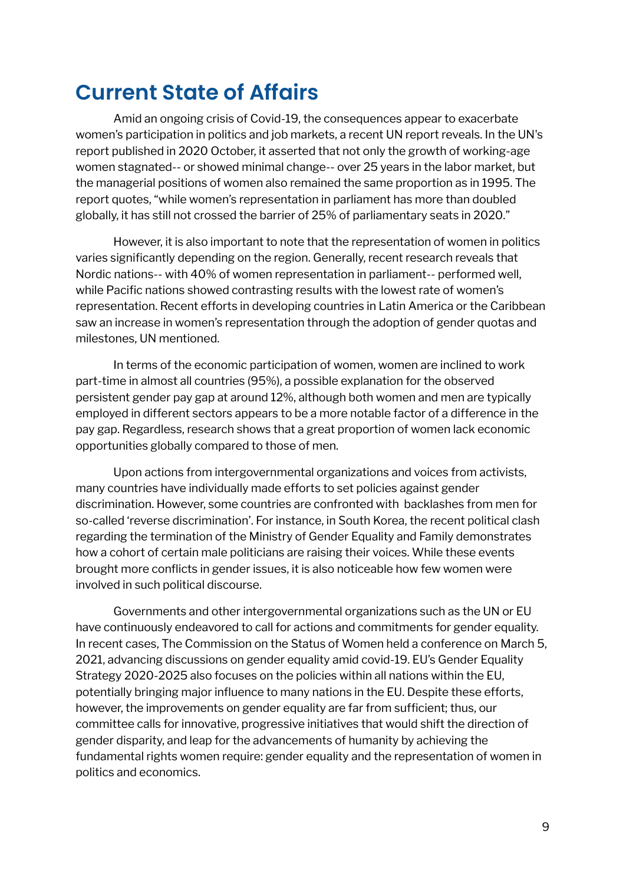# Current State of Affairs

Amid an ongoing crisis of Covid-19, the consequences appear to exacerbate women's participation in politics and job markets, a recent UN report reveals. In the UN's report published in 2020 October, it asserted that not only the growth of working-age women stagnated-- or showed minimal change-- over 25 years in the labor market, but the managerial positions of women also remained the same proportion as in 1995. The report quotes, "while women's representation in parliament has more than doubled globally, it has still not crossed the barrier of 25% of parliamentary seats in 2020."

However, it is also important to note that the representation of women in politics varies significantly depending on the region. Generally, recent research reveals that Nordic nations-- with 40% of women representation in parliament-- performed well, while Pacific nations showed contrasting results with the lowest rate of women's representation. Recent efforts in developing countries in Latin America or the Caribbean saw an increase in women's representation through the adoption of gender quotas and milestones, UN mentioned.

In terms of the economic participation of women, women are inclined to work part-time in almost all countries (95%), a possible explanation for the observed persistent gender pay gap at around 12%, although both women and men are typically employed in different sectors appears to be a more notable factor of a difference in the pay gap. Regardless, research shows that a great proportion of women lack economic opportunities globally compared to those of men.

Upon actions from intergovernmental organizations and voices from activists, many countries have individually made efforts to set policies against gender discrimination. However, some countries are confronted with backlashes from men for so-called 'reverse discrimination'. For instance, in South Korea, the recent political clash regarding the termination of the Ministry of Gender Equality and Family demonstrates how a cohort of certain male politicians are raising their voices. While these events brought more conflicts in gender issues, it is also noticeable how few women were involved in such political discourse.

Governments and other intergovernmental organizations such as the UN or EU have continuously endeavored to call for actions and commitments for gender equality. In recent cases, The Commission on the Status of Women held a conference on March 5, 2021, advancing discussions on gender equality amid covid-19. EU's Gender Equality Strategy 2020-2025 also focuses on the policies within all nations within the EU, potentially bringing major influence to many nations in the EU. Despite these efforts, however, the improvements on gender equality are far from sufficient; thus, our committee calls for innovative, progressive initiatives that would shift the direction of gender disparity, and leap for the advancements of humanity by achieving the fundamental rights women require: gender equality and the representation of women in politics and economics.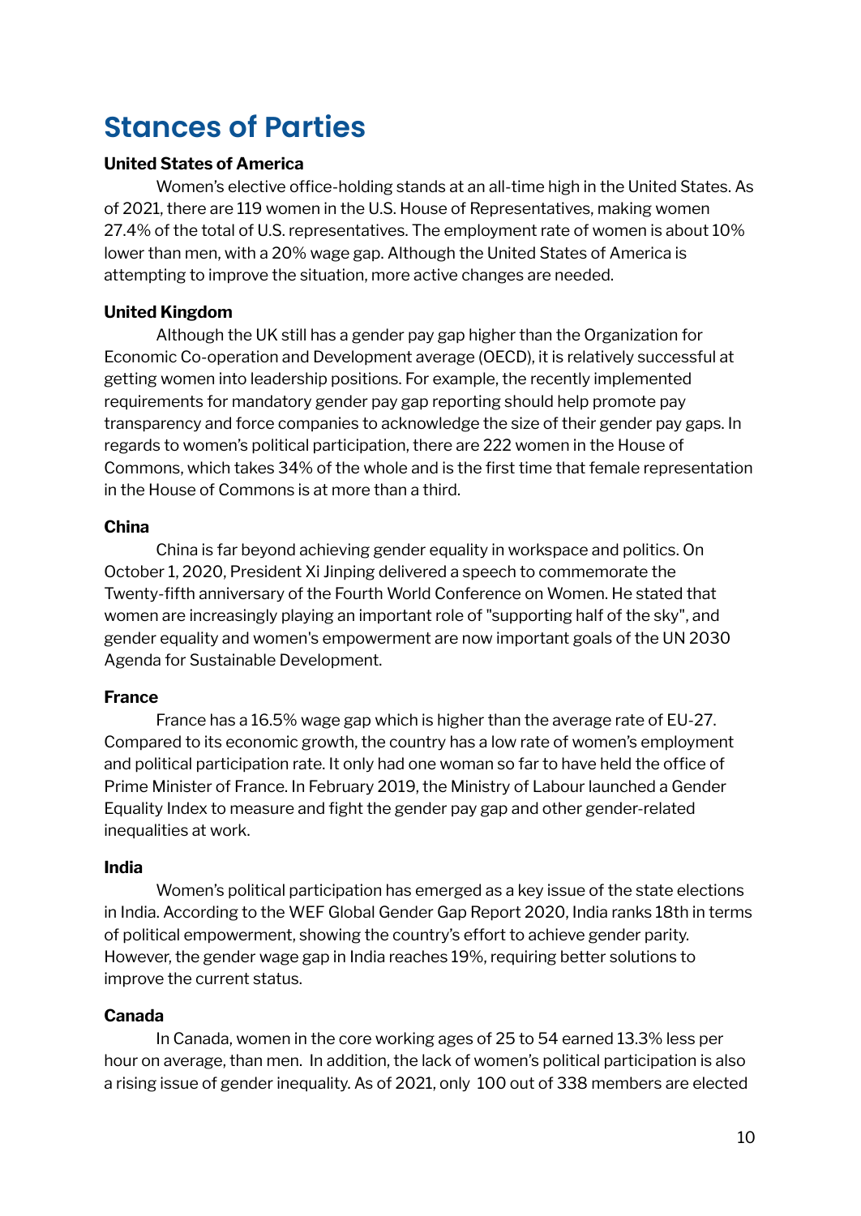# Stances of Parties

**United States of America**

Women's elective office-holding stands at an all-time high in the United States. As of 2021, there are 119 women in the U.S. House of Representatives, making women 27.4% of the total of U.S. representatives. The employment rate of women is about 10% lower than men, with a 20% wage gap. Although the United States of America is attempting to improve the situation, more active changes are needed.

**United Kingdom**

Although the UK still has a gender pay gap higher than the Organization for Economic Co-operation and Development average (OECD), it is relatively successful at getting women into leadership positions. For example, the recently implemented requirements for mandatory gender pay gap reporting should help promote pay transparency and force companies to acknowledge the size of their gender pay gaps. In regards to women's political participation, there are 222 women in the House of Commons, which takes 34% of the whole and is the first time that female representation in the House of Commons is at more than a third.

**China**

China is far beyond achieving gender equality in workspace and politics. On October 1, 2020, President Xi Jinping delivered a speech to commemorate the Twenty-fifth anniversary of the Fourth World Conference on Women. He stated that women are increasingly playing an important role of "supporting half of the sky", and gender equality and women's empowerment are now important goals of the UN 2030 Agenda for Sustainable Development.

**France**

France has a 16.5% wage gap which is higher than the average rate of EU-27. Compared to its economic growth, the country has a low rate of women's employment and political participation rate. It only had one woman so far to have held the office of Prime Minister of France. In February 2019, the Ministry of Labour launched a Gender Equality Index to measure and fight the gender pay gap and other gender-related inequalities at work.

**India**

Women's political participation has emerged as a key issue of the state elections in India. According to the WEF Global Gender Gap Report 2020, India ranks 18th in terms of political empowerment, showing the country's effort to achieve gender parity. However, the gender wage gap in India reaches 19%, requiring better solutions to improve the current status.

**Canada**

In Canada, women in the core working ages of 25 to 54 earned 13.3% less per hour on average, than men. In addition, the lack of women's political participation is also a rising issue of gender inequality. As of 2021, only 100 out of 338 members are elected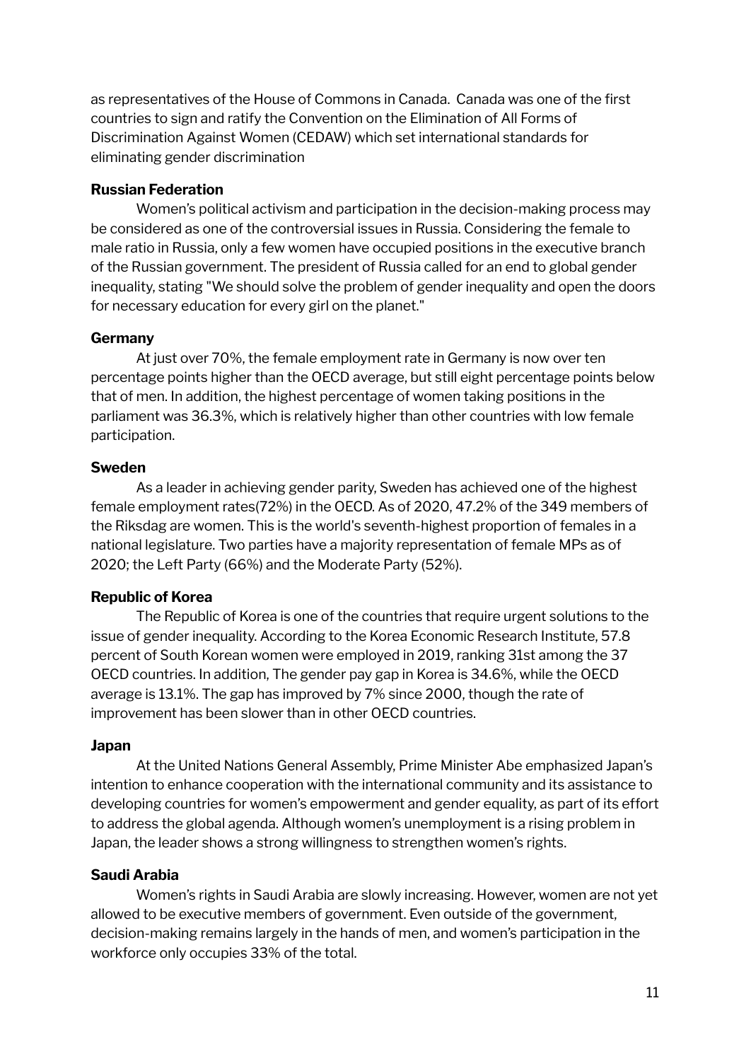as representatives of the House of Commons in Canada. Canada was one of the first countries to sign and ratify the Convention on the Elimination of All Forms of Discrimination Against Women (CEDAW) which set international standards for eliminating gender discrimination

**Russian Federation**

Women's political activism and participation in the decision-making process may be considered as one of the controversial issues in Russia. Considering the female to male ratio in Russia, only a few women have occupied positions in the executive branch of the Russian government. The president of Russia called for an end to global gender inequality, stating "We should solve the problem of gender inequality and open the doors for necessary education for every girl on the planet."

**Germany**

At just over 70%, the female employment rate in Germany is now over ten percentage points higher than the OECD average, but still eight percentage points below that of men. In addition, the highest percentage of women taking positions in the parliament was 36.3%, which is relatively higher than other countries with low female participation.

**Sweden**

As a leader in achieving gender parity, Sweden has achieved one of the highest female employment rates(72%) in the OECD. As of 2020, 47.2% of the 349 members of the Riksdag are women. This is the world's seventh-highest proportion of females in a national legislature. Two parties have a majority representation of female MPs as of 2020; the Left Party (66%) and the Moderate Party (52%).

**Republic of Korea**

The Republic of Korea is one of the countries that require urgent solutions to the issue of gender inequality. According to the Korea Economic Research Institute, 57.8 percent of South Korean women were employed in 2019, ranking 31st among the 37 OECD countries. In addition, The gender pay gap in Korea is 34.6%, while the OECD average is 13.1%. The gap has improved by 7% since 2000, though the rate of improvement has been slower than in other OECD countries.

**Japan**

At the United Nations General Assembly, Prime Minister Abe emphasized Japan's intention to enhance cooperation with the international community and its assistance to developing countries for women's empowerment and gender equality, as part of its effort to address the global agenda. Although women's unemployment is a rising problem in Japan, the leader shows a strong willingness to strengthen women's rights.

**Saudi Arabia**

Women's rights in Saudi Arabia are slowly increasing. However, women are not yet allowed to be executive members of government. Even outside of the government, decision-making remains largely in the hands of men, and women's participation in the workforce only occupies 33% of the total.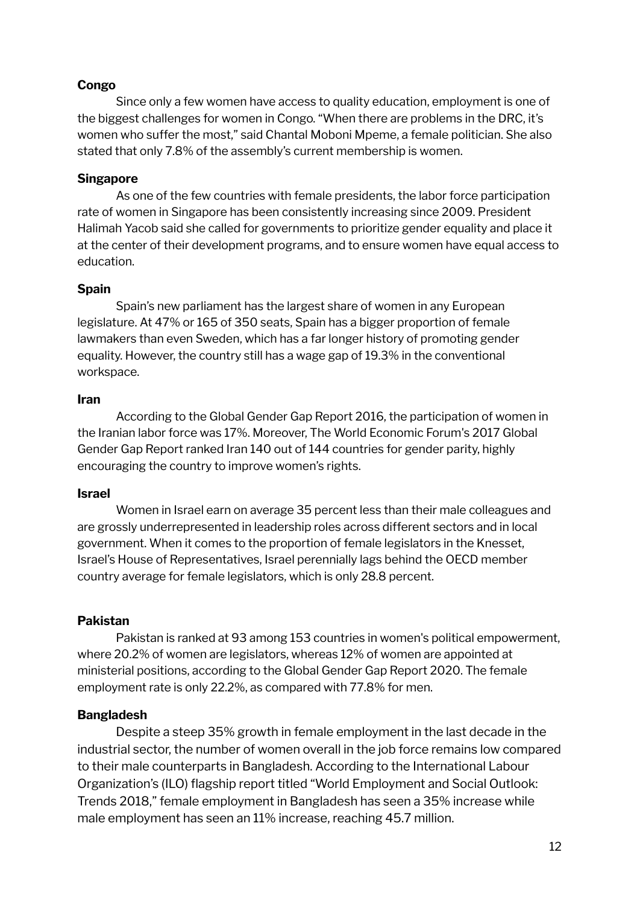**Congo**

Since only a few women have access to quality education, employment is one of the biggest challenges for women in Congo. “When there are problems in the DRC, it’s women who suffer the most,” said Chantal Moboni Mpeme, a female politician. She also stated that only 7.8% of the assembly’s current membership is women.

**Singapore**

As one of the few countries with female presidents, the labor force participation rate of women in Singapore has been consistently increasing since 2009. President Halimah Yacob said she called for governments to prioritize gender equality and place it at the center of their development programs, and to ensure women have equal access to education.

**Spain**

Spain’s new parliament has the largest share of women in any European legislature. At 47% or 165 of 350 seats, Spain has a bigger proportion of female lawmakers than even Sweden, which has a far longer history of promoting gender equality. However, the country still has a wage gap of 19.3% in the conventional workspace.

**Iran**

According to the Global Gender Gap Report 2016, the participation of women in the Iranian labor force was 17%. Moreover, The World Economic Forum's 2017 Global Gender Gap Report ranked Iran 140 out of 144 countries for gender parity, highly encouraging the country to improve women’s rights.

**Israel**

Women in Israel earn on average 35 percent less than their male colleagues and are grossly underrepresented in leadership roles across different sectors and in local government. When it comes to the proportion of female legislators in the Knesset, Israel’s House of Representatives, Israel perennially lags behind the OECD member country average for female legislators, which is only 28.8 percent.

**Pakistan**

Pakistan is ranked at 93 among 153 countries in women's political empowerment, where 20.2% of women are legislators, whereas 12% of women are appointed at ministerial positions, according to the Global Gender Gap Report 2020. The female employment rate is only 22.2%, as compared with 77.8% for men.

**Bangladesh**

Despite a steep 35% growth in female employment in the last decade in the industrial sector, the number of women overall in the job force remains low compared to their male counterparts in Bangladesh. According to the International Labour Organization’s (ILO) flagship report titled “World Employment and Social Outlook: Trends 2018,” female employment in Bangladesh has seen a 35% increase while male employment has seen an 11% increase, reaching 45.7 million.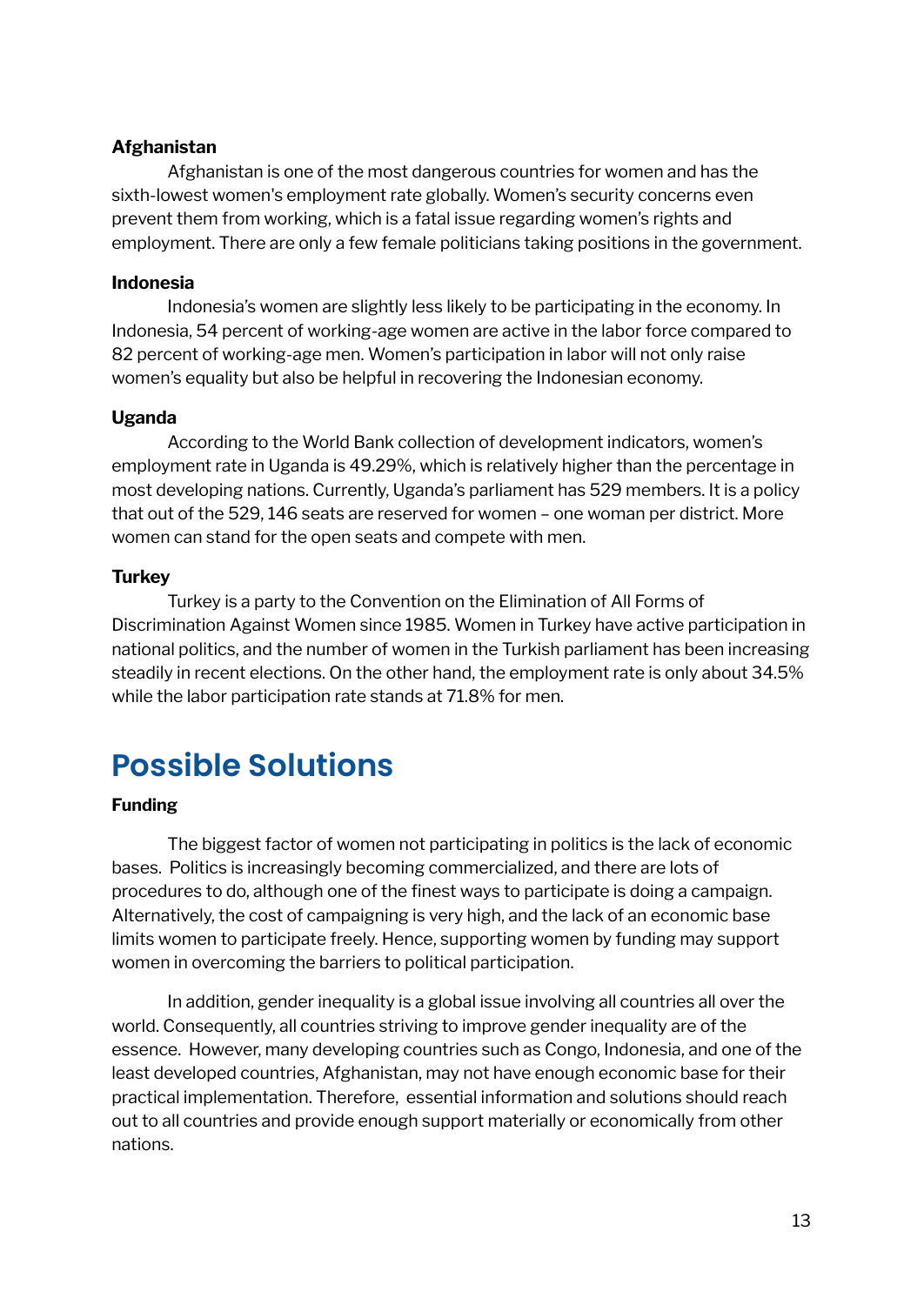**Afghanistan**

Afghanistan is one of the most dangerous countries for women and has the sixth-lowest women's employment rate globally. Women's security concerns even prevent them from working, which is a fatal issue regarding women's rights and employment. There are only a few female politicians taking positions in the government.

**Indonesia**

Indonesia's women are slightly less likely to be participating in the economy. In Indonesia, 54 percent of working-age women are active in the labor force compared to 82 percent of working-age men. Women's participation in labor will not only raise women's equality but also be helpful in recovering the Indonesian economy.

**Uganda**

According to the World Bank collection of development indicators, women's employment rate in Uganda is 49.29%, which is relatively higher than the percentage in most developing nations. Currently, Uganda's parliament has 529 members. It is a policy that out of the 529, 146 seats are reserved for women – one woman per district. More women can stand for the open seats and compete with men.

**Turkey**

Turkey is a party to the Convention on the Elimination of All Forms of Discrimination Against Women since 1985. Women in Turkey have active participation in national politics, and the number of women in the Turkish parliament has been increasing steadily in recent elections. On the other hand, the employment rate is only about 34.5% while the labor participation rate stands at 71.8% for men.

# Possible Solutions

**Funding**

The biggest factor of women not participating in politics is the lack of economic bases. Politics is increasingly becoming commercialized, and there are lots of procedures to do, although one of the finest ways to participate is doing a campaign. Alternatively, the cost of campaigning is very high, and the lack of an economic base limits women to participate freely. Hence, supporting women by funding may support women in overcoming the barriers to political participation.

In addition, gender inequality is a global issue involving all countries all over the world. Consequently, all countries striving to improve gender inequality are of the essence. However, many developing countries such as Congo, Indonesia, and one of the least developed countries, Afghanistan, may not have enough economic base for their practical implementation. Therefore, essential information and solutions should reach out to all countries and provide enough support materially or economically from other nations.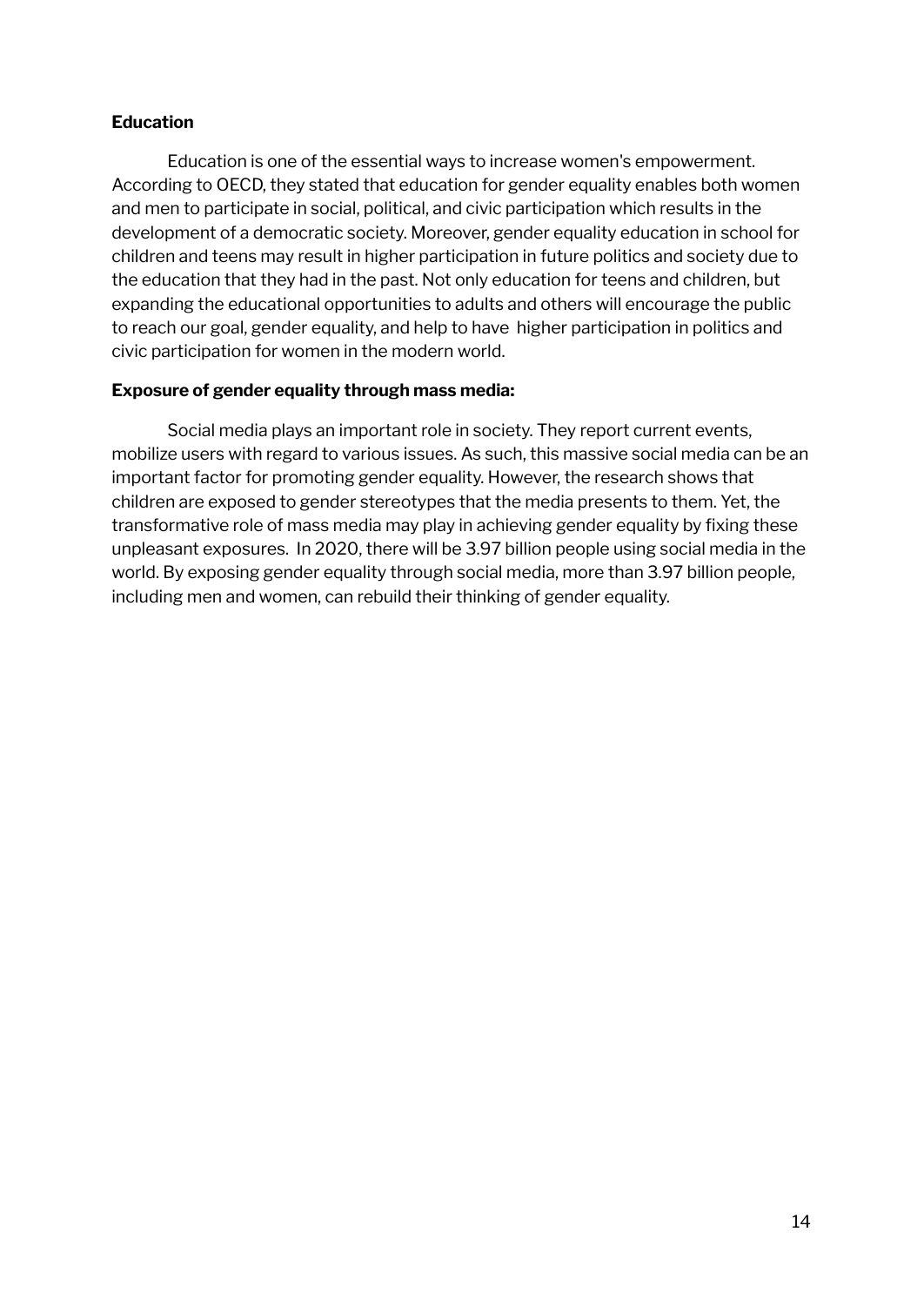**Education**

Education is one of the essential ways to increase women's empowerment. According to OECD, they stated that education for gender equality enables both women and men to participate in social, political, and civic participation which results in the development of a democratic society. Moreover, gender equality education in school for children and teens may result in higher participation in future politics and society due to the education that they had in the past. Not only education for teens and children, but expanding the educational opportunities to adults and others will encourage the public to reach our goal, gender equality, and help to have higher participation in politics and civic participation for women in the modern world.

**Exposure of gender equality through mass media:**

Social media plays an important role in society. They report current events, mobilize users with regard to various issues. As such, this massive social media can be an important factor for promoting gender equality. However, the research shows that children are exposed to gender stereotypes that the media presents to them. Yet, the transformative role of mass media may play in achieving gender equality by fixing these unpleasant exposures. In 2020, there will be 3.97 billion people using social media in the world. By exposing gender equality through social media, more than 3.97 billion people, including men and women, can rebuild their thinking of gender equality.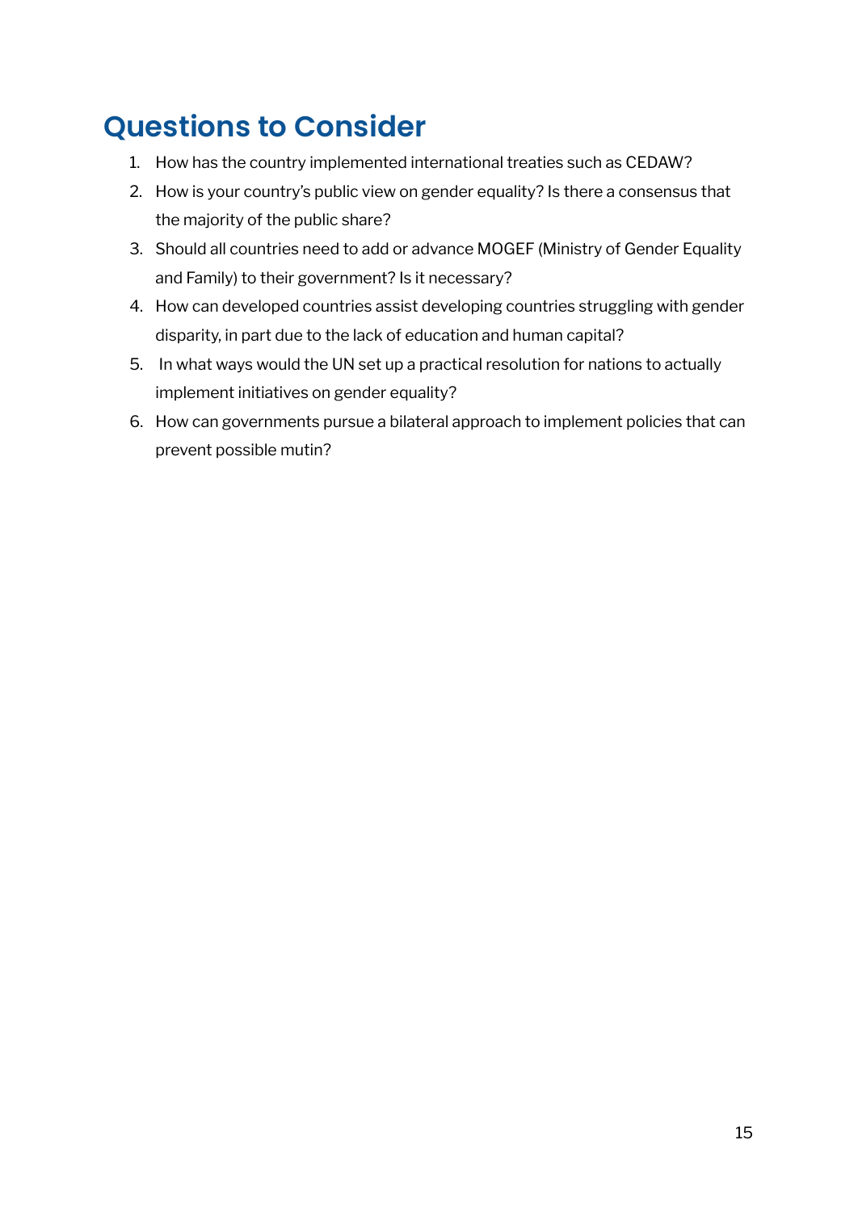## Questions to Consider

1. How has the country implemented international treaties such as CEDAW?
2. How is your country's public view on gender equality? Is there a consensus that the majority of the public share?
3. Should all countries need to add or advance MOGEF (Ministry of Gender Equality and Family) to their government? Is it necessary?
4. How can developed countries assist developing countries struggling with gender disparity, in part due to the lack of education and human capital?
5. In what ways would the UN set up a practical resolution for nations to actually implement initiatives on gender equality?
6. How can governments pursue a bilateral approach to implement policies that can prevent possible mutin?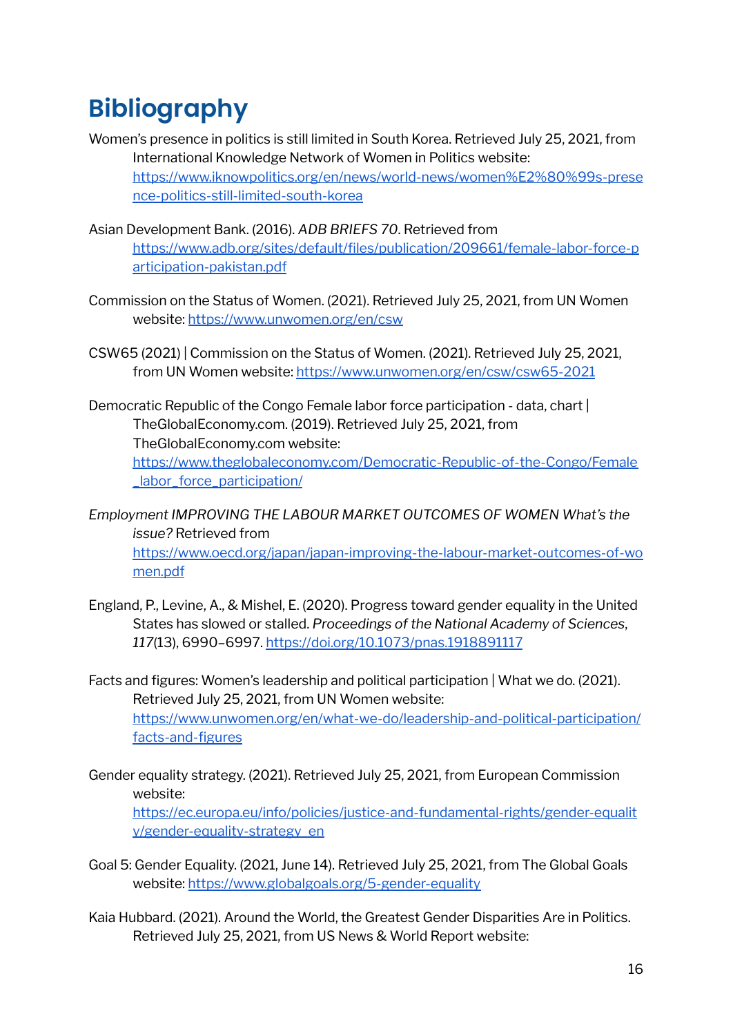# Bibliography

Women's presence in politics is still limited in South Korea. Retrieved July 25, 2021, from International Knowledge Network of Women in Politics website: https://www.iknowpolitics.org/en/news/world-news/women%E2%80%99s-presence-politics-still-limited-south-korea

Asian Development Bank. (2016). *ADB BRIEFS 70*. Retrieved from https://www.adb.org/sites/default/files/publication/209661/female-labor-force-participation-pakistan.pdf

Commission on the Status of Women. (2021). Retrieved July 25, 2021, from UN Women website: https://www.unwomen.org/en/csw

CSW65 (2021) | Commission on the Status of Women. (2021). Retrieved July 25, 2021, from UN Women website: https://www.unwomen.org/en/csw/csw65-2021

Democratic Republic of the Congo Female labor force participation - data, chart | TheGlobalEconomy.com. (2019). Retrieved July 25, 2021, from TheGlobalEconomy.com website: https://www.theglobaleconomy.com/Democratic-Republic-of-the-Congo/Female_labor_force_participation/

*Employment IMPROVING THE LABOUR MARKET OUTCOMES OF WOMEN What's the issue?* Retrieved from https://www.oecd.org/japan/japan-improving-the-labour-market-outcomes-of-women.pdf

England, P., Levine, A., & Mishel, E. (2020). Progress toward gender equality in the United States has slowed or stalled. *Proceedings of the National Academy of Sciences*, *117*(13), 6990–6997. https://doi.org/10.1073/pnas.1918891117

Facts and figures: Women's leadership and political participation | What we do. (2021). Retrieved July 25, 2021, from UN Women website: https://www.unwomen.org/en/what-we-do/leadership-and-political-participation/facts-and-figures

Gender equality strategy. (2021). Retrieved July 25, 2021, from European Commission website: https://ec.europa.eu/info/policies/justice-and-fundamental-rights/gender-equality/gender-equality-strategy_en

Goal 5: Gender Equality. (2021, June 14). Retrieved July 25, 2021, from The Global Goals website: https://www.globalgoals.org/5-gender-equality

Kaia Hubbard. (2021). Around the World, the Greatest Gender Disparities Are in Politics. Retrieved July 25, 2021, from US News & World Report website: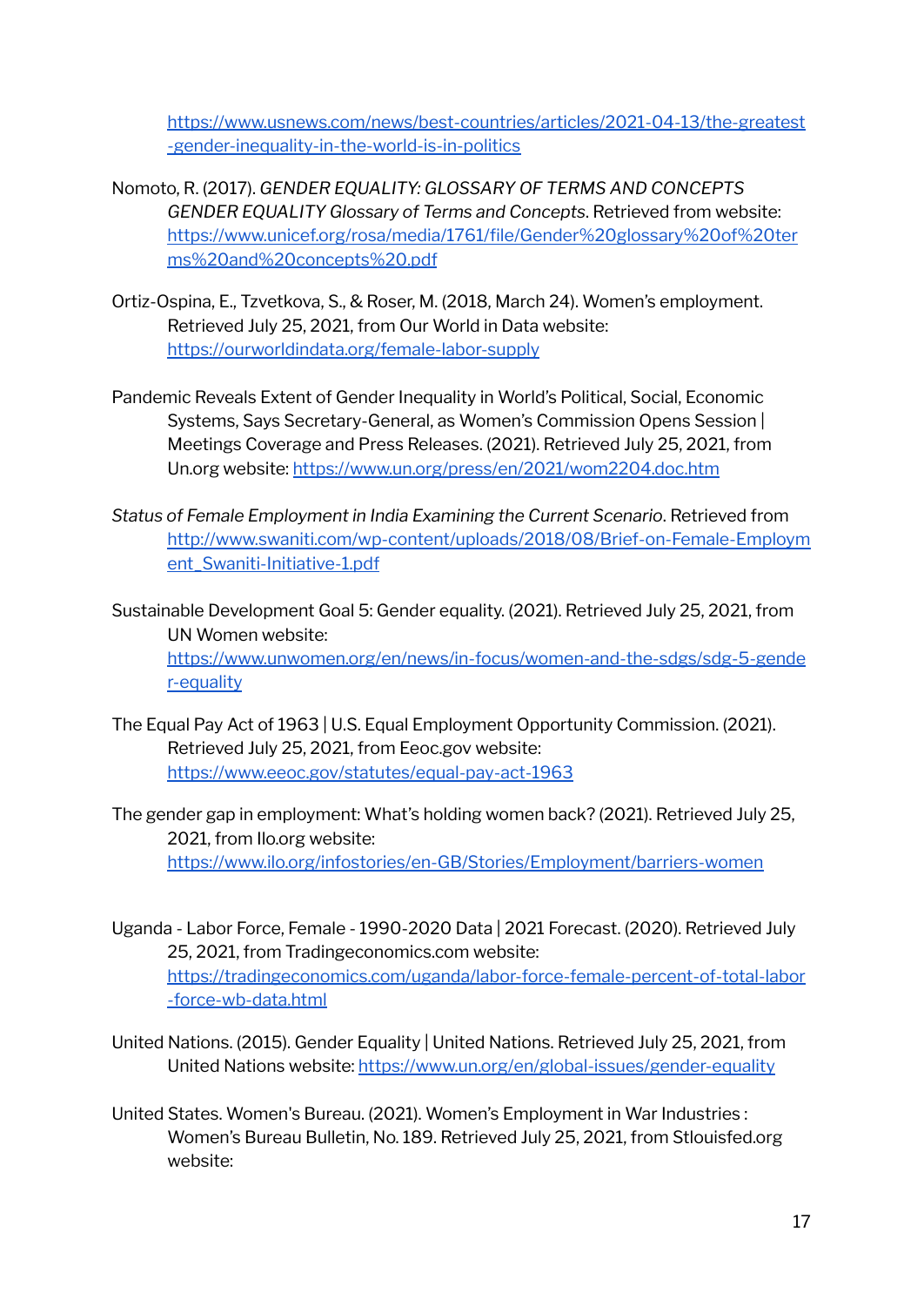https://www.usnews.com/news/best-countries/articles/2021-04-13/the-greatest-gender-inequality-in-the-world-is-in-politics

Nomoto, R. (2017). *GENDER EQUALITY: GLOSSARY OF TERMS AND CONCEPTS GENDER EQUALITY Glossary of Terms and Concepts*. Retrieved from website: https://www.unicef.org/rosa/media/1761/file/Gender%20glossary%20of%20terms%20and%20concepts%20.pdf

Ortiz-Ospina, E., Tzvetkova, S., & Roser, M. (2018, March 24). Women's employment. Retrieved July 25, 2021, from Our World in Data website: https://ourworldindata.org/female-labor-supply

Pandemic Reveals Extent of Gender Inequality in World's Political, Social, Economic Systems, Says Secretary-General, as Women's Commission Opens Session | Meetings Coverage and Press Releases. (2021). Retrieved July 25, 2021, from Un.org website: https://www.un.org/press/en/2021/wom2204.doc.htm

*Status of Female Employment in India Examining the Current Scenario*. Retrieved from http://www.swaniti.com/wp-content/uploads/2018/08/Brief-on-Female-Employment_Swaniti-Initiative-1.pdf

Sustainable Development Goal 5: Gender equality. (2021). Retrieved July 25, 2021, from UN Women website: https://www.unwomen.org/en/news/in-focus/women-and-the-sdgs/sdg-5-gender-equality

The Equal Pay Act of 1963 | U.S. Equal Employment Opportunity Commission. (2021). Retrieved July 25, 2021, from Eeoc.gov website: https://www.eeoc.gov/statutes/equal-pay-act-1963

The gender gap in employment: What's holding women back? (2021). Retrieved July 25, 2021, from Ilo.org website: https://www.ilo.org/infostories/en-GB/Stories/Employment/barriers-women

Uganda - Labor Force, Female - 1990-2020 Data | 2021 Forecast. (2020). Retrieved July 25, 2021, from Tradingeconomics.com website: https://tradingeconomics.com/uganda/labor-force-female-percent-of-total-labor-force-wb-data.html

United Nations. (2015). Gender Equality | United Nations. Retrieved July 25, 2021, from United Nations website: https://www.un.org/en/global-issues/gender-equality

United States. Women's Bureau. (2021). Women's Employment in War Industries : Women's Bureau Bulletin, No. 189. Retrieved July 25, 2021, from Stlouisfed.org website: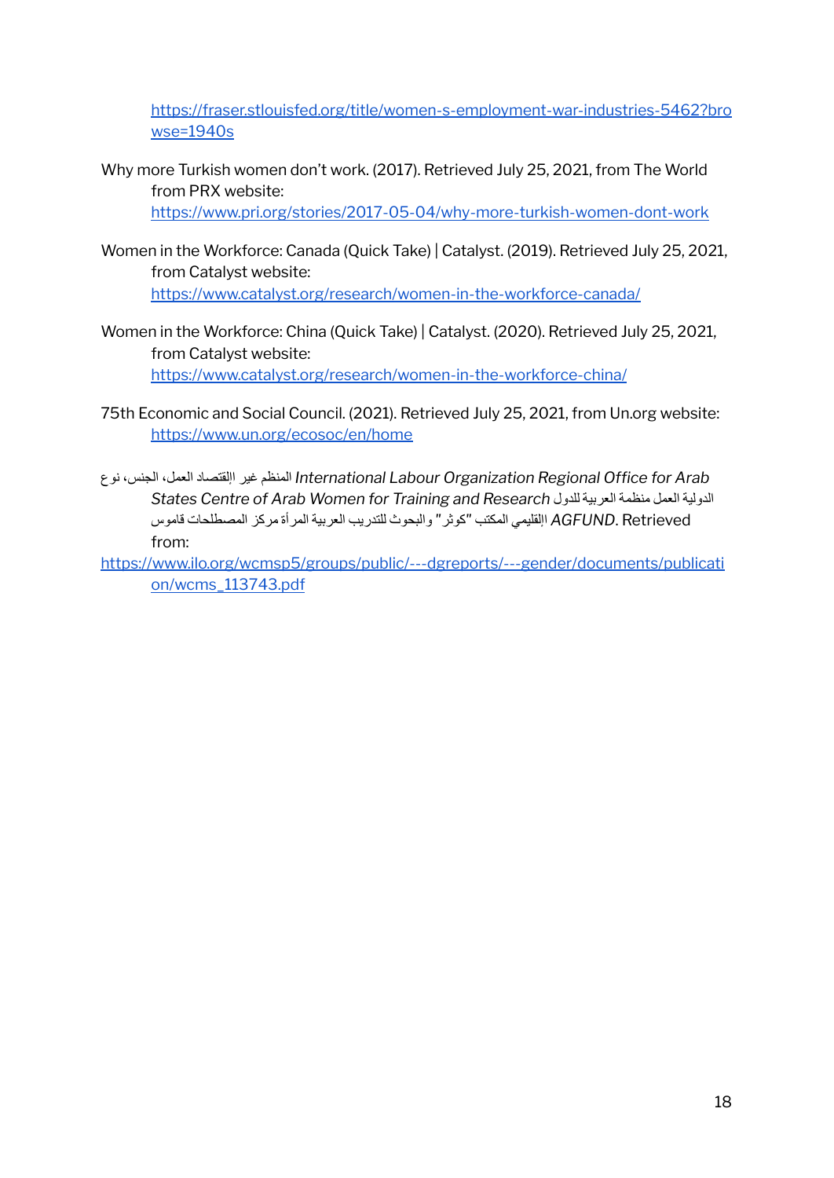https://fraser.stlouisfed.org/title/women-s-employment-war-industries-5462?browse=1940s

Why more Turkish women don't work. (2017). Retrieved July 25, 2021, from The World from PRX website: https://www.pri.org/stories/2017-05-04/why-more-turkish-women-dont-work

Women in the Workforce: Canada (Quick Take) | Catalyst. (2019). Retrieved July 25, 2021, from Catalyst website: https://www.catalyst.org/research/women-in-the-workforce-canada/

Women in the Workforce: China (Quick Take) | Catalyst. (2020). Retrieved July 25, 2021, from Catalyst website: https://www.catalyst.org/research/women-in-the-workforce-china/

75th Economic and Social Council. (2021). Retrieved July 25, 2021, from Un.org website: https://www.un.org/ecosoc/en/home

نوع الجنس، العمل، الإقتصاد غير المنظم *International Labour Organization Regional Office for Arab States Centre of Arab Women for Training and Research* الدولية العمل منظمة العربية للدول الإقليمي المكتب "كوثر" والبحوث للتدريب العربية المرأة مركز المصطلحات قاموس *AGFUND*. Retrieved from: https://www.ilo.org/wcmsp5/groups/public/---dgreports/---gender/documents/publication/wcms_113743.pdf